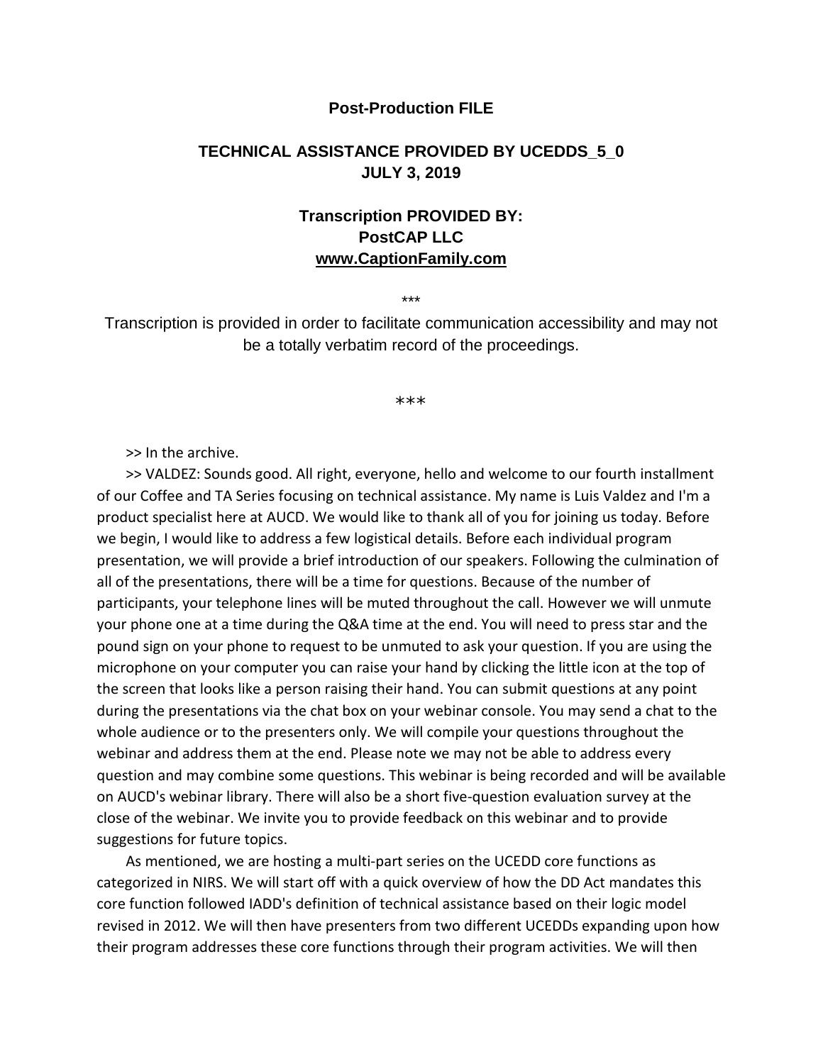**Post-Production FILE**

**TECHNICAL ASSISTANCE PROVIDED BY UCEDDS_5_0**
**JULY 3, 2019**

**Transcription PROVIDED BY:**
**PostCAP LLC**
**www.CaptionFamily.com**

\*\*\*

Transcription is provided in order to facilitate communication accessibility and may not be a totally verbatim record of the proceedings.

\*\*\*

>> In the archive.

>> VALDEZ: Sounds good. All right, everyone, hello and welcome to our fourth installment of our Coffee and TA Series focusing on technical assistance. My name is Luis Valdez and I'm a product specialist here at AUCD. We would like to thank all of you for joining us today. Before we begin, I would like to address a few logistical details. Before each individual program presentation, we will provide a brief introduction of our speakers. Following the culmination of all of the presentations, there will be a time for questions. Because of the number of participants, your telephone lines will be muted throughout the call. However we will unmute your phone one at a time during the Q&A time at the end. You will need to press star and the pound sign on your phone to request to be unmuted to ask your question. If you are using the microphone on your computer you can raise your hand by clicking the little icon at the top of the screen that looks like a person raising their hand. You can submit questions at any point during the presentations via the chat box on your webinar console. You may send a chat to the whole audience or to the presenters only. We will compile your questions throughout the webinar and address them at the end. Please note we may not be able to address every question and may combine some questions. This webinar is being recorded and will be available on AUCD's webinar library. There will also be a short five-question evaluation survey at the close of the webinar. We invite you to provide feedback on this webinar and to provide suggestions for future topics.

As mentioned, we are hosting a multi-part series on the UCEDD core functions as categorized in NIRS. We will start off with a quick overview of how the DD Act mandates this core function followed IADD's definition of technical assistance based on their logic model revised in 2012. We will then have presenters from two different UCEDDs expanding upon how their program addresses these core functions through their program activities. We will then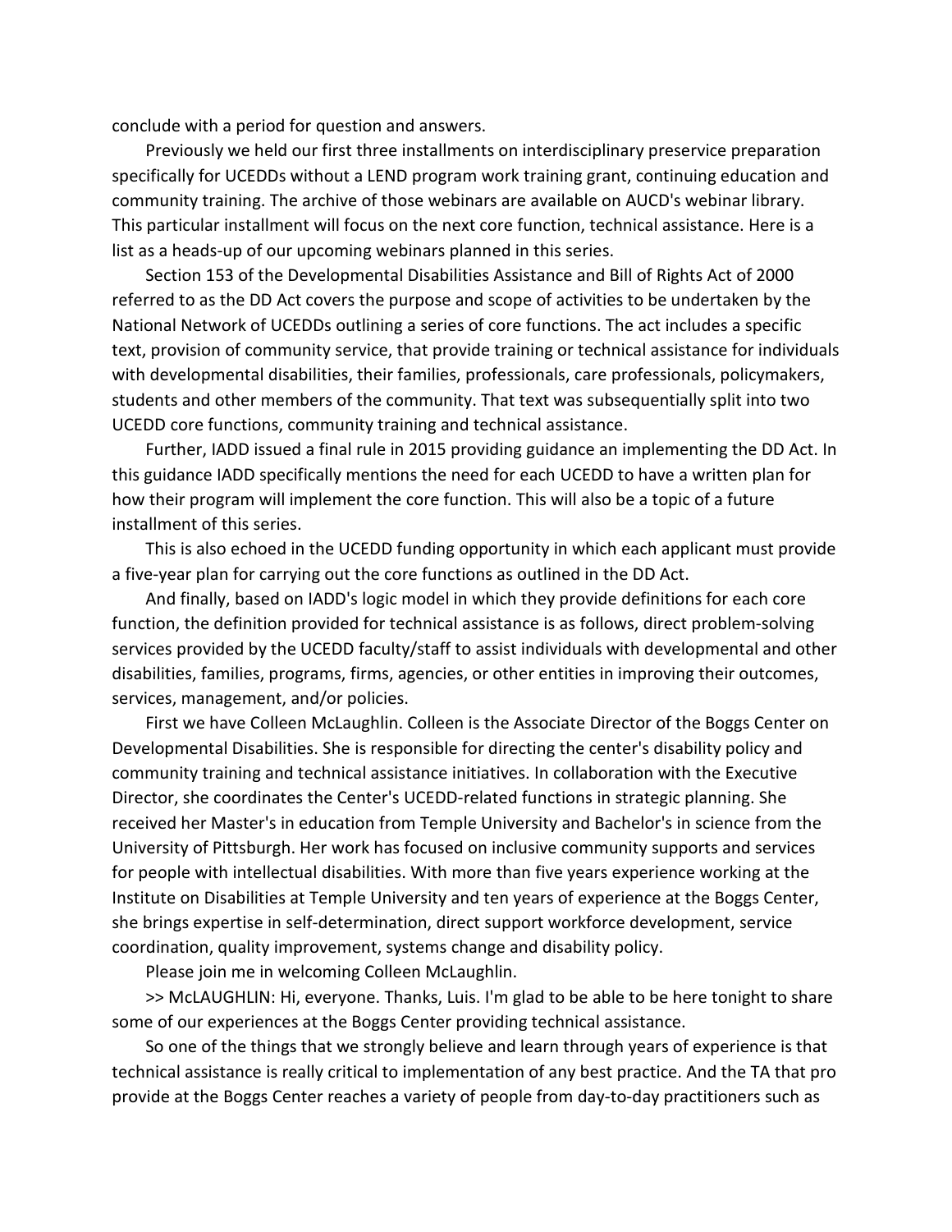conclude with a period for question and answers.

Previously we held our first three installments on interdisciplinary preservice preparation specifically for UCEDDs without a LEND program work training grant, continuing education and community training. The archive of those webinars are available on AUCD's webinar library. This particular installment will focus on the next core function, technical assistance. Here is a list as a heads-up of our upcoming webinars planned in this series.

Section 153 of the Developmental Disabilities Assistance and Bill of Rights Act of 2000 referred to as the DD Act covers the purpose and scope of activities to be undertaken by the National Network of UCEDDs outlining a series of core functions. The act includes a specific text, provision of community service, that provide training or technical assistance for individuals with developmental disabilities, their families, professionals, care professionals, policymakers, students and other members of the community. That text was subsequentially split into two UCEDD core functions, community training and technical assistance.

Further, IADD issued a final rule in 2015 providing guidance an implementing the DD Act. In this guidance IADD specifically mentions the need for each UCEDD to have a written plan for how their program will implement the core function. This will also be a topic of a future installment of this series.

This is also echoed in the UCEDD funding opportunity in which each applicant must provide a five-year plan for carrying out the core functions as outlined in the DD Act.

And finally, based on IADD's logic model in which they provide definitions for each core function, the definition provided for technical assistance is as follows, direct problem-solving services provided by the UCEDD faculty/staff to assist individuals with developmental and other disabilities, families, programs, firms, agencies, or other entities in improving their outcomes, services, management, and/or policies.

First we have Colleen McLaughlin. Colleen is the Associate Director of the Boggs Center on Developmental Disabilities. She is responsible for directing the center's disability policy and community training and technical assistance initiatives. In collaboration with the Executive Director, she coordinates the Center's UCEDD-related functions in strategic planning. She received her Master's in education from Temple University and Bachelor's in science from the University of Pittsburgh. Her work has focused on inclusive community supports and services for people with intellectual disabilities. With more than five years experience working at the Institute on Disabilities at Temple University and ten years of experience at the Boggs Center, she brings expertise in self-determination, direct support workforce development, service coordination, quality improvement, systems change and disability policy.

Please join me in welcoming Colleen McLaughlin.

>> McLAUGHLIN: Hi, everyone. Thanks, Luis. I'm glad to be able to be here tonight to share some of our experiences at the Boggs Center providing technical assistance.

So one of the things that we strongly believe and learn through years of experience is that technical assistance is really critical to implementation of any best practice. And the TA that pro provide at the Boggs Center reaches a variety of people from day-to-day practitioners such as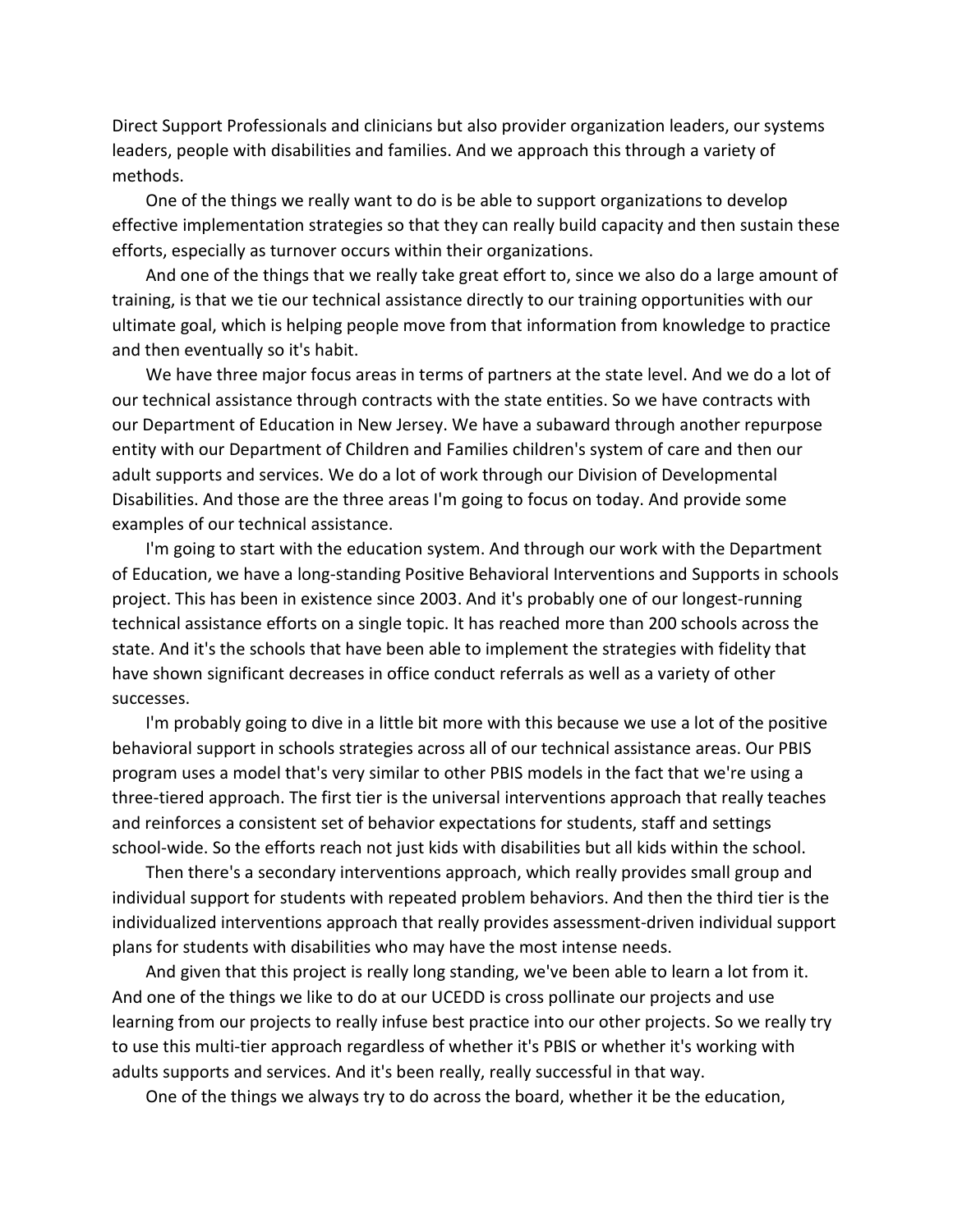Direct Support Professionals and clinicians but also provider organization leaders, our systems leaders, people with disabilities and families. And we approach this through a variety of methods.

One of the things we really want to do is be able to support organizations to develop effective implementation strategies so that they can really build capacity and then sustain these efforts, especially as turnover occurs within their organizations.

And one of the things that we really take great effort to, since we also do a large amount of training, is that we tie our technical assistance directly to our training opportunities with our ultimate goal, which is helping people move from that information from knowledge to practice and then eventually so it's habit.

We have three major focus areas in terms of partners at the state level. And we do a lot of our technical assistance through contracts with the state entities. So we have contracts with our Department of Education in New Jersey. We have a subaward through another repurpose entity with our Department of Children and Families children's system of care and then our adult supports and services. We do a lot of work through our Division of Developmental Disabilities. And those are the three areas I'm going to focus on today. And provide some examples of our technical assistance.

I'm going to start with the education system. And through our work with the Department of Education, we have a long-standing Positive Behavioral Interventions and Supports in schools project. This has been in existence since 2003. And it's probably one of our longest-running technical assistance efforts on a single topic. It has reached more than 200 schools across the state. And it's the schools that have been able to implement the strategies with fidelity that have shown significant decreases in office conduct referrals as well as a variety of other successes.

I'm probably going to dive in a little bit more with this because we use a lot of the positive behavioral support in schools strategies across all of our technical assistance areas. Our PBIS program uses a model that's very similar to other PBIS models in the fact that we're using a three-tiered approach. The first tier is the universal interventions approach that really teaches and reinforces a consistent set of behavior expectations for students, staff and settings school-wide. So the efforts reach not just kids with disabilities but all kids within the school.

Then there's a secondary interventions approach, which really provides small group and individual support for students with repeated problem behaviors. And then the third tier is the individualized interventions approach that really provides assessment-driven individual support plans for students with disabilities who may have the most intense needs.

And given that this project is really long standing, we've been able to learn a lot from it. And one of the things we like to do at our UCEDD is cross pollinate our projects and use learning from our projects to really infuse best practice into our other projects. So we really try to use this multi-tier approach regardless of whether it's PBIS or whether it's working with adults supports and services. And it's been really, really successful in that way.

One of the things we always try to do across the board, whether it be the education,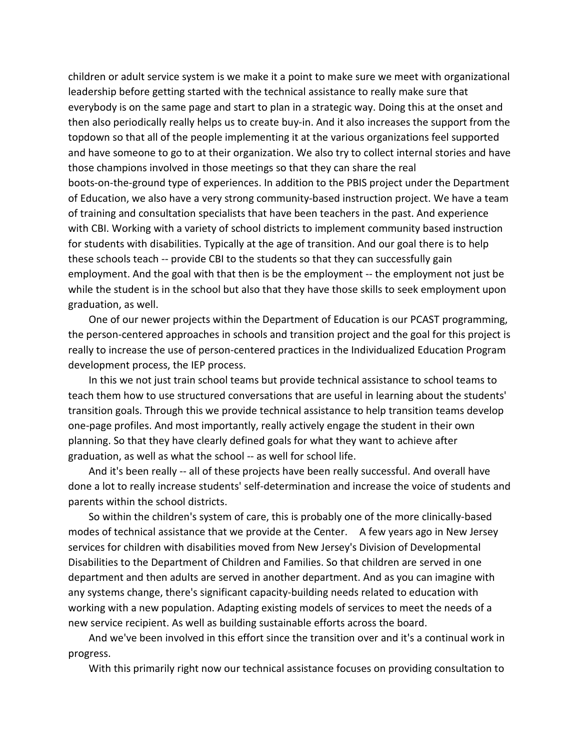children or adult service system is we make it a point to make sure we meet with organizational leadership before getting started with the technical assistance to really make sure that everybody is on the same page and start to plan in a strategic way. Doing this at the onset and then also periodically really helps us to create buy-in. And it also increases the support from the topdown so that all of the people implementing it at the various organizations feel supported and have someone to go to at their organization. We also try to collect internal stories and have those champions involved in those meetings so that they can share the real boots-on-the-ground type of experiences. In addition to the PBIS project under the Department of Education, we also have a very strong community-based instruction project. We have a team of training and consultation specialists that have been teachers in the past. And experience with CBI. Working with a variety of school districts to implement community based instruction for students with disabilities. Typically at the age of transition. And our goal there is to help these schools teach -- provide CBI to the students so that they can successfully gain employment. And the goal with that then is be the employment -- the employment not just be while the student is in the school but also that they have those skills to seek employment upon graduation, as well.

One of our newer projects within the Department of Education is our PCAST programming, the person-centered approaches in schools and transition project and the goal for this project is really to increase the use of person-centered practices in the Individualized Education Program development process, the IEP process.

In this we not just train school teams but provide technical assistance to school teams to teach them how to use structured conversations that are useful in learning about the students' transition goals. Through this we provide technical assistance to help transition teams develop one-page profiles. And most importantly, really actively engage the student in their own planning. So that they have clearly defined goals for what they want to achieve after graduation, as well as what the school -- as well for school life.

And it's been really -- all of these projects have been really successful. And overall have done a lot to really increase students' self-determination and increase the voice of students and parents within the school districts.

So within the children's system of care, this is probably one of the more clinically-based modes of technical assistance that we provide at the Center. A few years ago in New Jersey services for children with disabilities moved from New Jersey's Division of Developmental Disabilities to the Department of Children and Families. So that children are served in one department and then adults are served in another department. And as you can imagine with any systems change, there's significant capacity-building needs related to education with working with a new population. Adapting existing models of services to meet the needs of a new service recipient. As well as building sustainable efforts across the board.

And we've been involved in this effort since the transition over and it's a continual work in progress.

With this primarily right now our technical assistance focuses on providing consultation to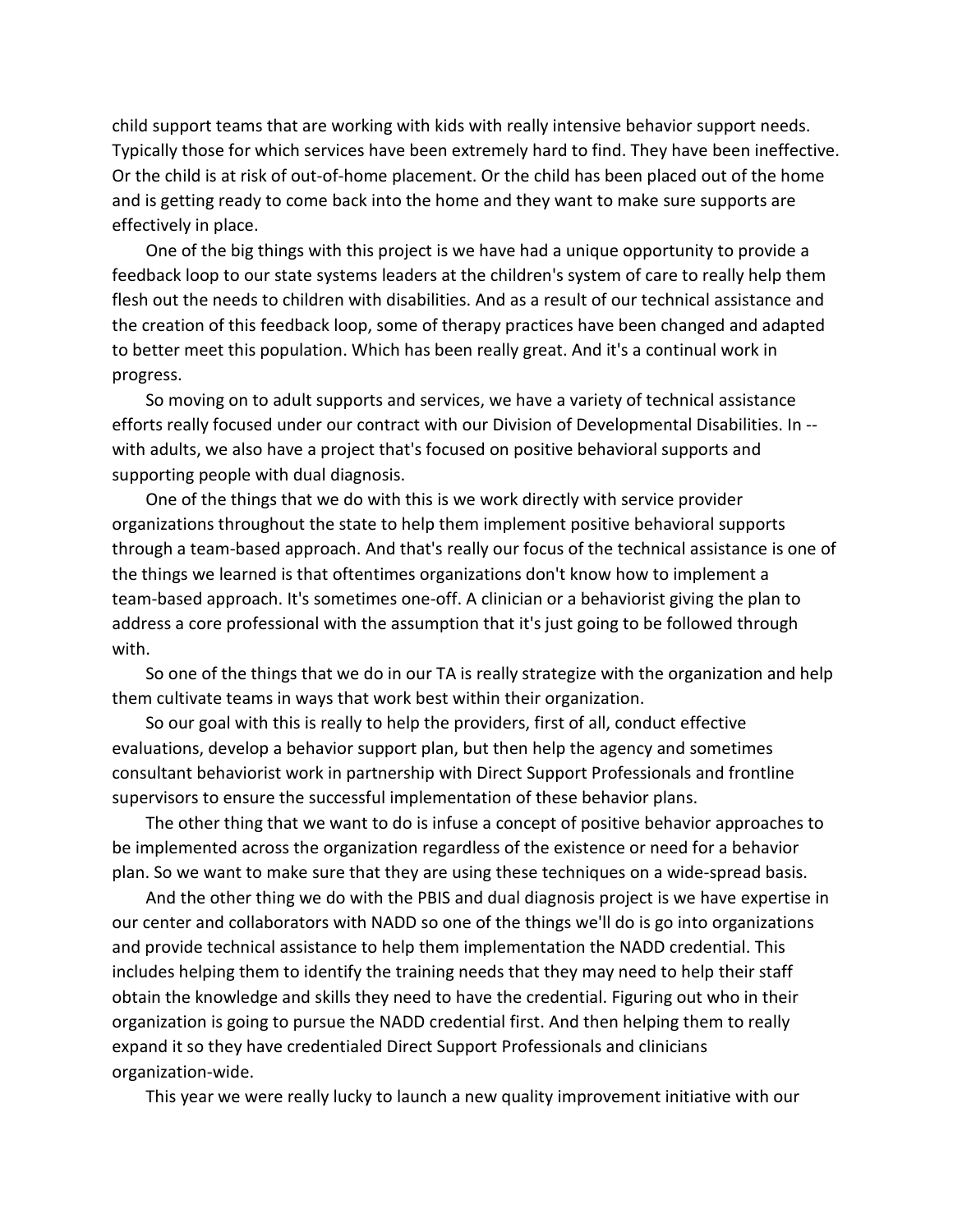child support teams that are working with kids with really intensive behavior support needs. Typically those for which services have been extremely hard to find. They have been ineffective. Or the child is at risk of out-of-home placement. Or the child has been placed out of the home and is getting ready to come back into the home and they want to make sure supports are effectively in place.

One of the big things with this project is we have had a unique opportunity to provide a feedback loop to our state systems leaders at the children's system of care to really help them flesh out the needs to children with disabilities. And as a result of our technical assistance and the creation of this feedback loop, some of therapy practices have been changed and adapted to better meet this population. Which has been really great. And it's a continual work in progress.

So moving on to adult supports and services, we have a variety of technical assistance efforts really focused under our contract with our Division of Developmental Disabilities. In -- with adults, we also have a project that's focused on positive behavioral supports and supporting people with dual diagnosis.

One of the things that we do with this is we work directly with service provider organizations throughout the state to help them implement positive behavioral supports through a team-based approach. And that's really our focus of the technical assistance is one of the things we learned is that oftentimes organizations don't know how to implement a team-based approach. It's sometimes one-off. A clinician or a behaviorist giving the plan to address a core professional with the assumption that it's just going to be followed through with.

So one of the things that we do in our TA is really strategize with the organization and help them cultivate teams in ways that work best within their organization.

So our goal with this is really to help the providers, first of all, conduct effective evaluations, develop a behavior support plan, but then help the agency and sometimes consultant behaviorist work in partnership with Direct Support Professionals and frontline supervisors to ensure the successful implementation of these behavior plans.

The other thing that we want to do is infuse a concept of positive behavior approaches to be implemented across the organization regardless of the existence or need for a behavior plan. So we want to make sure that they are using these techniques on a wide-spread basis.

And the other thing we do with the PBIS and dual diagnosis project is we have expertise in our center and collaborators with NADD so one of the things we'll do is go into organizations and provide technical assistance to help them implementation the NADD credential. This includes helping them to identify the training needs that they may need to help their staff obtain the knowledge and skills they need to have the credential. Figuring out who in their organization is going to pursue the NADD credential first. And then helping them to really expand it so they have credentialed Direct Support Professionals and clinicians organization-wide.

This year we were really lucky to launch a new quality improvement initiative with our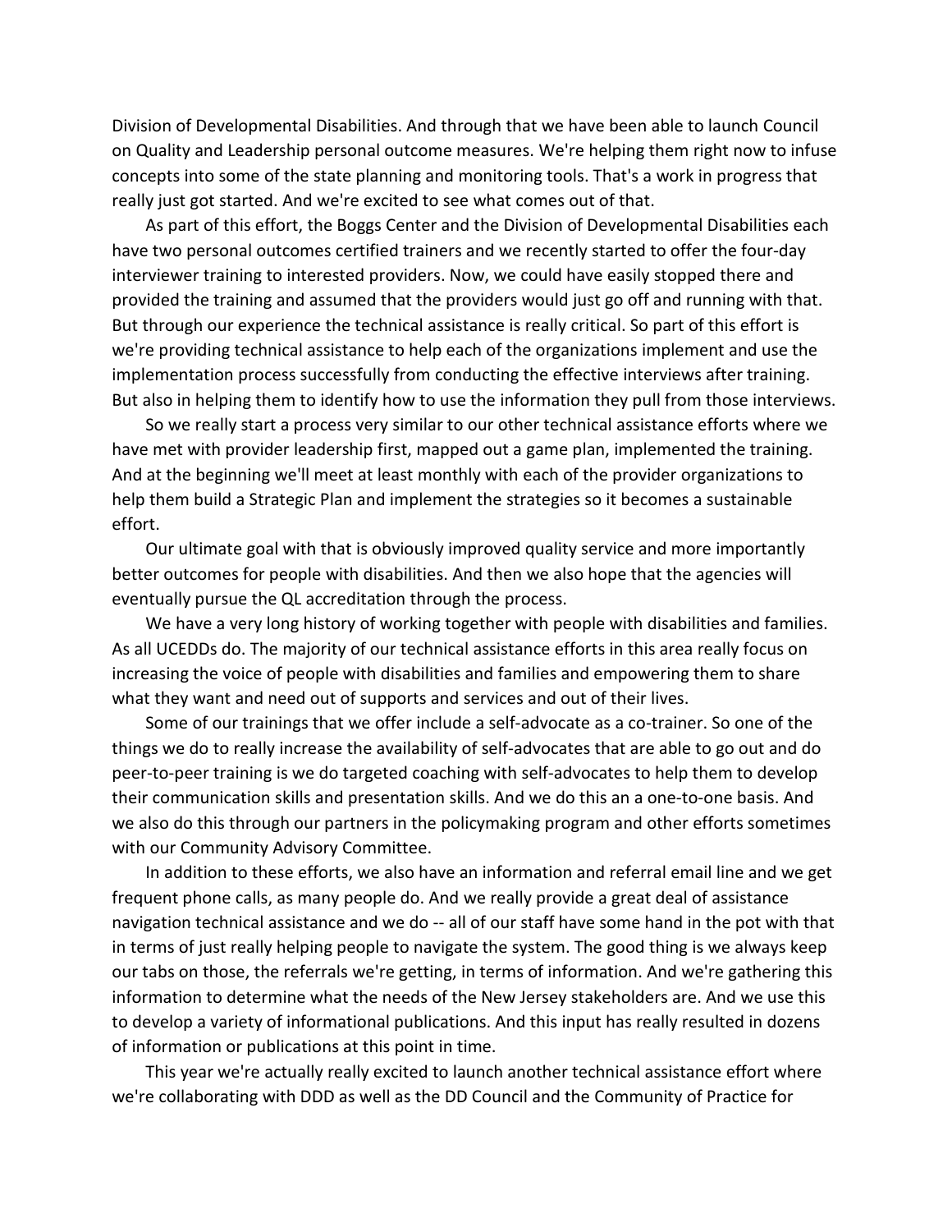Division of Developmental Disabilities. And through that we have been able to launch Council on Quality and Leadership personal outcome measures. We're helping them right now to infuse concepts into some of the state planning and monitoring tools. That's a work in progress that really just got started. And we're excited to see what comes out of that.

As part of this effort, the Boggs Center and the Division of Developmental Disabilities each have two personal outcomes certified trainers and we recently started to offer the four-day interviewer training to interested providers. Now, we could have easily stopped there and provided the training and assumed that the providers would just go off and running with that. But through our experience the technical assistance is really critical. So part of this effort is we're providing technical assistance to help each of the organizations implement and use the implementation process successfully from conducting the effective interviews after training. But also in helping them to identify how to use the information they pull from those interviews.

So we really start a process very similar to our other technical assistance efforts where we have met with provider leadership first, mapped out a game plan, implemented the training. And at the beginning we'll meet at least monthly with each of the provider organizations to help them build a Strategic Plan and implement the strategies so it becomes a sustainable effort.

Our ultimate goal with that is obviously improved quality service and more importantly better outcomes for people with disabilities. And then we also hope that the agencies will eventually pursue the QL accreditation through the process.

We have a very long history of working together with people with disabilities and families. As all UCEDDs do. The majority of our technical assistance efforts in this area really focus on increasing the voice of people with disabilities and families and empowering them to share what they want and need out of supports and services and out of their lives.

Some of our trainings that we offer include a self-advocate as a co-trainer. So one of the things we do to really increase the availability of self-advocates that are able to go out and do peer-to-peer training is we do targeted coaching with self-advocates to help them to develop their communication skills and presentation skills. And we do this an a one-to-one basis. And we also do this through our partners in the policymaking program and other efforts sometimes with our Community Advisory Committee.

In addition to these efforts, we also have an information and referral email line and we get frequent phone calls, as many people do. And we really provide a great deal of assistance navigation technical assistance and we do -- all of our staff have some hand in the pot with that in terms of just really helping people to navigate the system. The good thing is we always keep our tabs on those, the referrals we're getting, in terms of information. And we're gathering this information to determine what the needs of the New Jersey stakeholders are. And we use this to develop a variety of informational publications. And this input has really resulted in dozens of information or publications at this point in time.

This year we're actually really excited to launch another technical assistance effort where we're collaborating with DDD as well as the DD Council and the Community of Practice for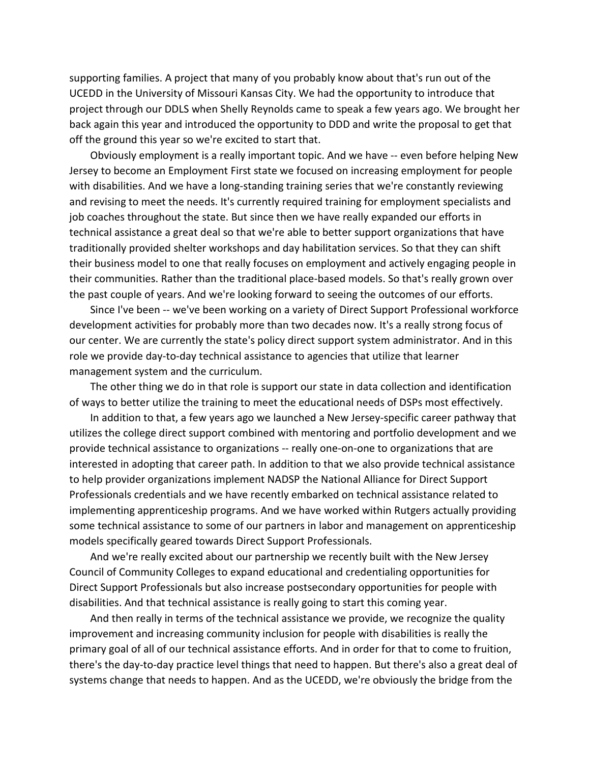supporting families. A project that many of you probably know about that's run out of the UCEDD in the University of Missouri Kansas City. We had the opportunity to introduce that project through our DDLS when Shelly Reynolds came to speak a few years ago. We brought her back again this year and introduced the opportunity to DDD and write the proposal to get that off the ground this year so we're excited to start that.

Obviously employment is a really important topic. And we have -- even before helping New Jersey to become an Employment First state we focused on increasing employment for people with disabilities. And we have a long-standing training series that we're constantly reviewing and revising to meet the needs. It's currently required training for employment specialists and job coaches throughout the state. But since then we have really expanded our efforts in technical assistance a great deal so that we're able to better support organizations that have traditionally provided shelter workshops and day habilitation services. So that they can shift their business model to one that really focuses on employment and actively engaging people in their communities. Rather than the traditional place-based models. So that's really grown over the past couple of years. And we're looking forward to seeing the outcomes of our efforts.

Since I've been -- we've been working on a variety of Direct Support Professional workforce development activities for probably more than two decades now. It's a really strong focus of our center. We are currently the state's policy direct support system administrator. And in this role we provide day-to-day technical assistance to agencies that utilize that learner management system and the curriculum.

The other thing we do in that role is support our state in data collection and identification of ways to better utilize the training to meet the educational needs of DSPs most effectively.

In addition to that, a few years ago we launched a New Jersey-specific career pathway that utilizes the college direct support combined with mentoring and portfolio development and we provide technical assistance to organizations -- really one-on-one to organizations that are interested in adopting that career path. In addition to that we also provide technical assistance to help provider organizations implement NADSP the National Alliance for Direct Support Professionals credentials and we have recently embarked on technical assistance related to implementing apprenticeship programs. And we have worked within Rutgers actually providing some technical assistance to some of our partners in labor and management on apprenticeship models specifically geared towards Direct Support Professionals.

And we're really excited about our partnership we recently built with the New Jersey Council of Community Colleges to expand educational and credentialing opportunities for Direct Support Professionals but also increase postsecondary opportunities for people with disabilities. And that technical assistance is really going to start this coming year.

And then really in terms of the technical assistance we provide, we recognize the quality improvement and increasing community inclusion for people with disabilities is really the primary goal of all of our technical assistance efforts. And in order for that to come to fruition, there's the day-to-day practice level things that need to happen. But there's also a great deal of systems change that needs to happen. And as the UCEDD, we're obviously the bridge from the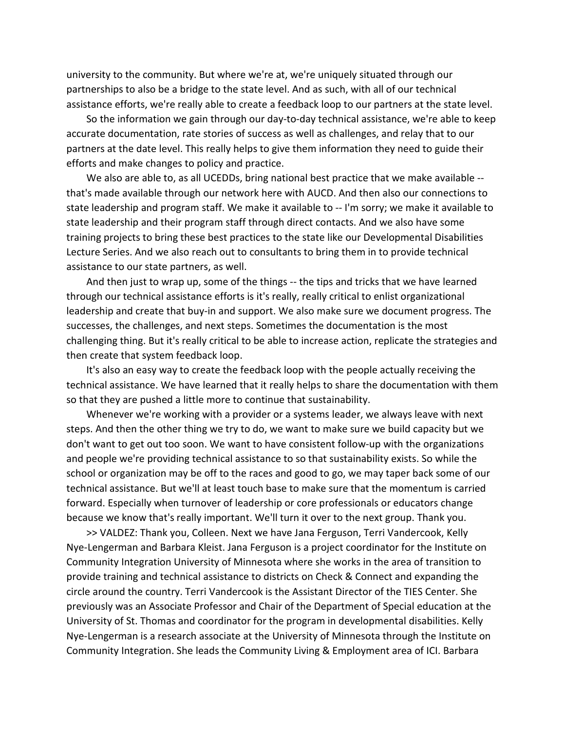university to the community. But where we're at, we're uniquely situated through our partnerships to also be a bridge to the state level. And as such, with all of our technical assistance efforts, we're really able to create a feedback loop to our partners at the state level.

So the information we gain through our day-to-day technical assistance, we're able to keep accurate documentation, rate stories of success as well as challenges, and relay that to our partners at the date level. This really helps to give them information they need to guide their efforts and make changes to policy and practice.

We also are able to, as all UCEDDs, bring national best practice that we make available -- that's made available through our network here with AUCD. And then also our connections to state leadership and program staff. We make it available to -- I'm sorry; we make it available to state leadership and their program staff through direct contacts. And we also have some training projects to bring these best practices to the state like our Developmental Disabilities Lecture Series. And we also reach out to consultants to bring them in to provide technical assistance to our state partners, as well.

And then just to wrap up, some of the things -- the tips and tricks that we have learned through our technical assistance efforts is it's really, really critical to enlist organizational leadership and create that buy-in and support. We also make sure we document progress. The successes, the challenges, and next steps. Sometimes the documentation is the most challenging thing. But it's really critical to be able to increase action, replicate the strategies and then create that system feedback loop.

It's also an easy way to create the feedback loop with the people actually receiving the technical assistance. We have learned that it really helps to share the documentation with them so that they are pushed a little more to continue that sustainability.

Whenever we're working with a provider or a systems leader, we always leave with next steps. And then the other thing we try to do, we want to make sure we build capacity but we don't want to get out too soon. We want to have consistent follow-up with the organizations and people we're providing technical assistance to so that sustainability exists. So while the school or organization may be off to the races and good to go, we may taper back some of our technical assistance. But we'll at least touch base to make sure that the momentum is carried forward. Especially when turnover of leadership or core professionals or educators change because we know that's really important. We'll turn it over to the next group. Thank you.

>> VALDEZ: Thank you, Colleen. Next we have Jana Ferguson, Terri Vandercook, Kelly Nye-Lengerman and Barbara Kleist. Jana Ferguson is a project coordinator for the Institute on Community Integration University of Minnesota where she works in the area of transition to provide training and technical assistance to districts on Check & Connect and expanding the circle around the country. Terri Vandercook is the Assistant Director of the TIES Center. She previously was an Associate Professor and Chair of the Department of Special education at the University of St. Thomas and coordinator for the program in developmental disabilities. Kelly Nye-Lengerman is a research associate at the University of Minnesota through the Institute on Community Integration. She leads the Community Living & Employment area of ICI. Barbara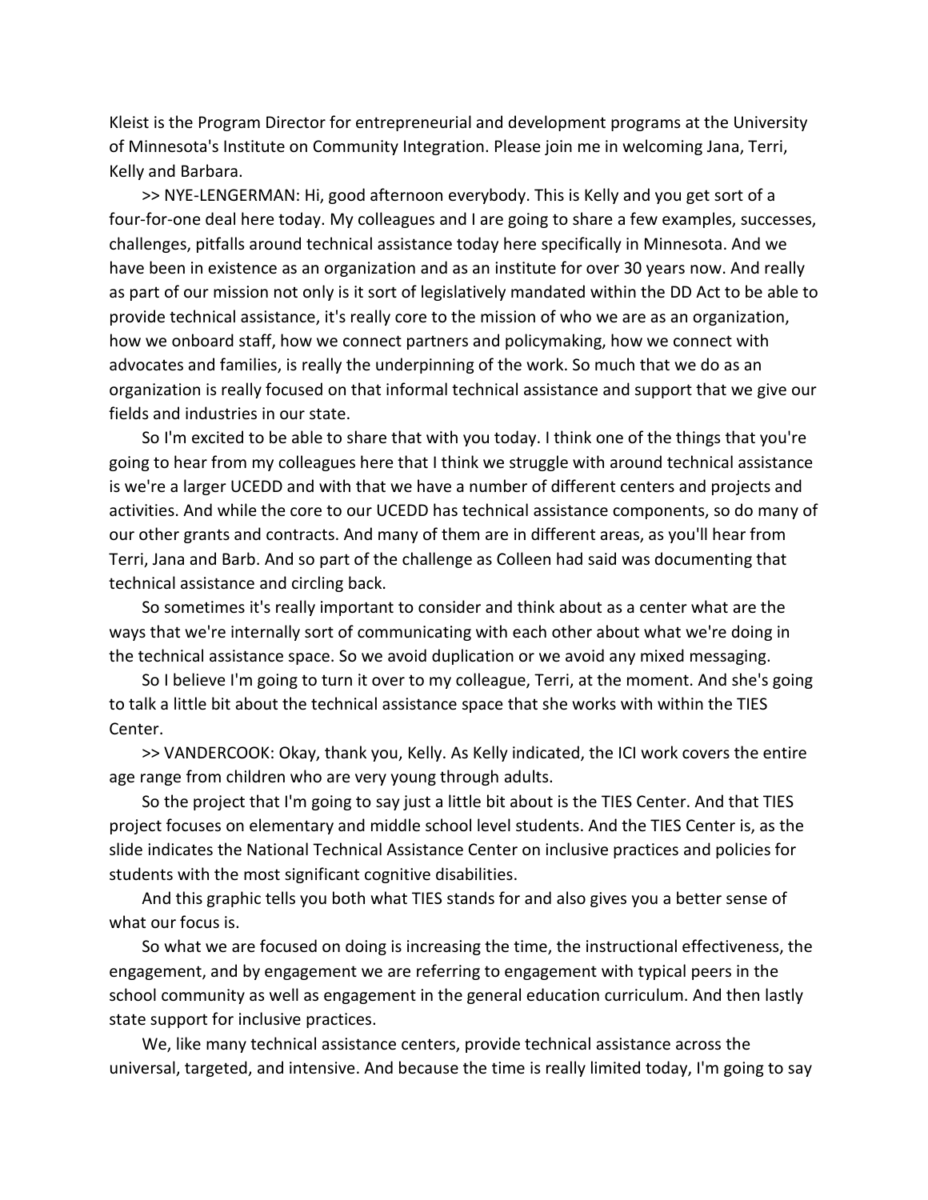Kleist is the Program Director for entrepreneurial and development programs at the University of Minnesota's Institute on Community Integration. Please join me in welcoming Jana, Terri, Kelly and Barbara.

>> NYE-LENGERMAN: Hi, good afternoon everybody. This is Kelly and you get sort of a four-for-one deal here today. My colleagues and I are going to share a few examples, successes, challenges, pitfalls around technical assistance today here specifically in Minnesota. And we have been in existence as an organization and as an institute for over 30 years now. And really as part of our mission not only is it sort of legislatively mandated within the DD Act to be able to provide technical assistance, it's really core to the mission of who we are as an organization, how we onboard staff, how we connect partners and policymaking, how we connect with advocates and families, is really the underpinning of the work. So much that we do as an organization is really focused on that informal technical assistance and support that we give our fields and industries in our state.

So I'm excited to be able to share that with you today. I think one of the things that you're going to hear from my colleagues here that I think we struggle with around technical assistance is we're a larger UCEDD and with that we have a number of different centers and projects and activities. And while the core to our UCEDD has technical assistance components, so do many of our other grants and contracts. And many of them are in different areas, as you'll hear from Terri, Jana and Barb. And so part of the challenge as Colleen had said was documenting that technical assistance and circling back.

So sometimes it's really important to consider and think about as a center what are the ways that we're internally sort of communicating with each other about what we're doing in the technical assistance space. So we avoid duplication or we avoid any mixed messaging.

So I believe I'm going to turn it over to my colleague, Terri, at the moment. And she's going to talk a little bit about the technical assistance space that she works with within the TIES Center.

>> VANDERCOOK: Okay, thank you, Kelly. As Kelly indicated, the ICI work covers the entire age range from children who are very young through adults.

So the project that I'm going to say just a little bit about is the TIES Center. And that TIES project focuses on elementary and middle school level students. And the TIES Center is, as the slide indicates the National Technical Assistance Center on inclusive practices and policies for students with the most significant cognitive disabilities.

And this graphic tells you both what TIES stands for and also gives you a better sense of what our focus is.

So what we are focused on doing is increasing the time, the instructional effectiveness, the engagement, and by engagement we are referring to engagement with typical peers in the school community as well as engagement in the general education curriculum. And then lastly state support for inclusive practices.

We, like many technical assistance centers, provide technical assistance across the universal, targeted, and intensive. And because the time is really limited today, I'm going to say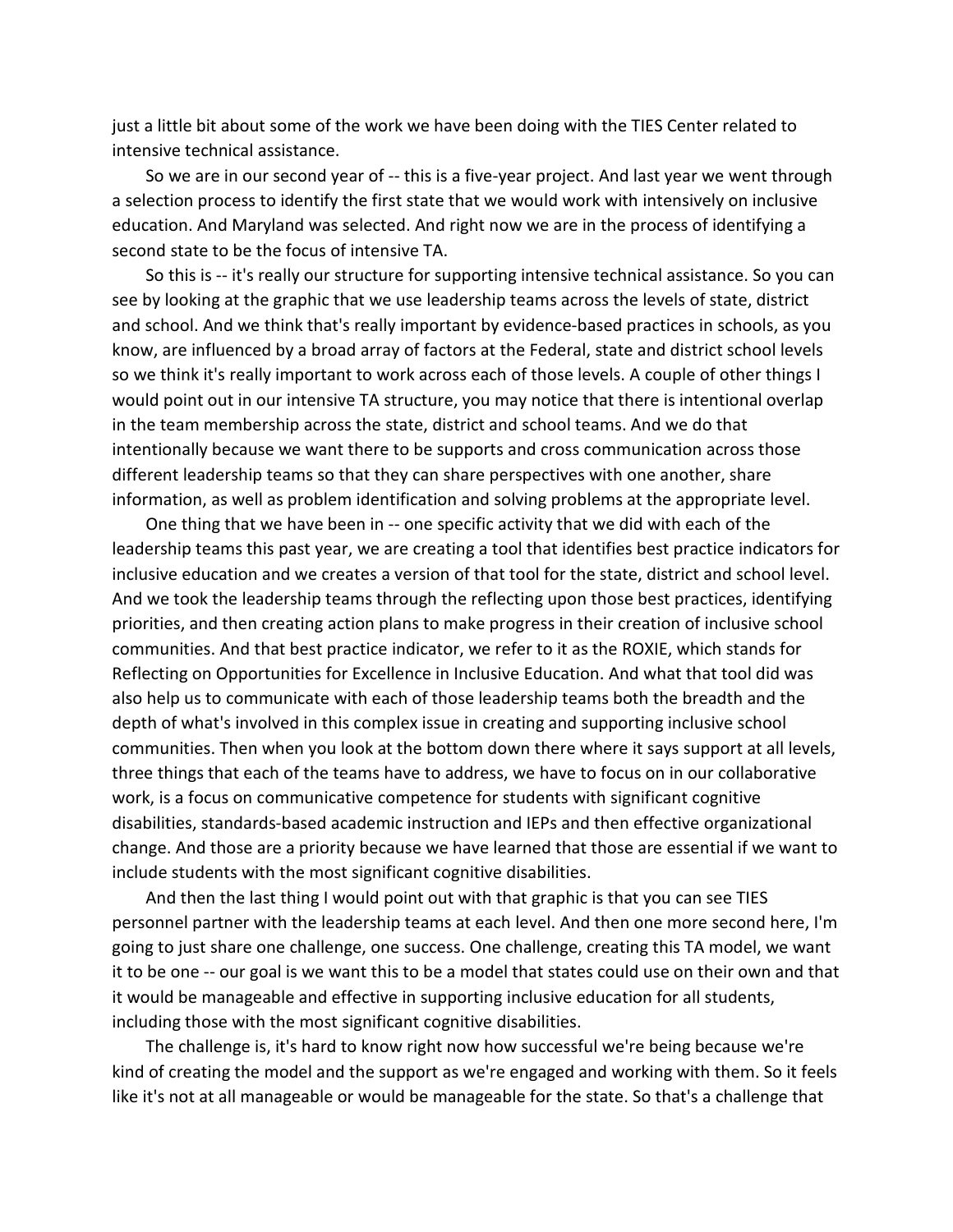just a little bit about some of the work we have been doing with the TIES Center related to intensive technical assistance.

So we are in our second year of -- this is a five-year project. And last year we went through a selection process to identify the first state that we would work with intensively on inclusive education. And Maryland was selected. And right now we are in the process of identifying a second state to be the focus of intensive TA.

So this is -- it's really our structure for supporting intensive technical assistance. So you can see by looking at the graphic that we use leadership teams across the levels of state, district and school. And we think that's really important by evidence-based practices in schools, as you know, are influenced by a broad array of factors at the Federal, state and district school levels so we think it's really important to work across each of those levels. A couple of other things I would point out in our intensive TA structure, you may notice that there is intentional overlap in the team membership across the state, district and school teams. And we do that intentionally because we want there to be supports and cross communication across those different leadership teams so that they can share perspectives with one another, share information, as well as problem identification and solving problems at the appropriate level.

One thing that we have been in -- one specific activity that we did with each of the leadership teams this past year, we are creating a tool that identifies best practice indicators for inclusive education and we creates a version of that tool for the state, district and school level. And we took the leadership teams through the reflecting upon those best practices, identifying priorities, and then creating action plans to make progress in their creation of inclusive school communities. And that best practice indicator, we refer to it as the ROXIE, which stands for Reflecting on Opportunities for Excellence in Inclusive Education. And what that tool did was also help us to communicate with each of those leadership teams both the breadth and the depth of what's involved in this complex issue in creating and supporting inclusive school communities. Then when you look at the bottom down there where it says support at all levels, three things that each of the teams have to address, we have to focus on in our collaborative work, is a focus on communicative competence for students with significant cognitive disabilities, standards-based academic instruction and IEPs and then effective organizational change. And those are a priority because we have learned that those are essential if we want to include students with the most significant cognitive disabilities.

And then the last thing I would point out with that graphic is that you can see TIES personnel partner with the leadership teams at each level. And then one more second here, I'm going to just share one challenge, one success. One challenge, creating this TA model, we want it to be one -- our goal is we want this to be a model that states could use on their own and that it would be manageable and effective in supporting inclusive education for all students, including those with the most significant cognitive disabilities.

The challenge is, it's hard to know right now how successful we're being because we're kind of creating the model and the support as we're engaged and working with them. So it feels like it's not at all manageable or would be manageable for the state. So that's a challenge that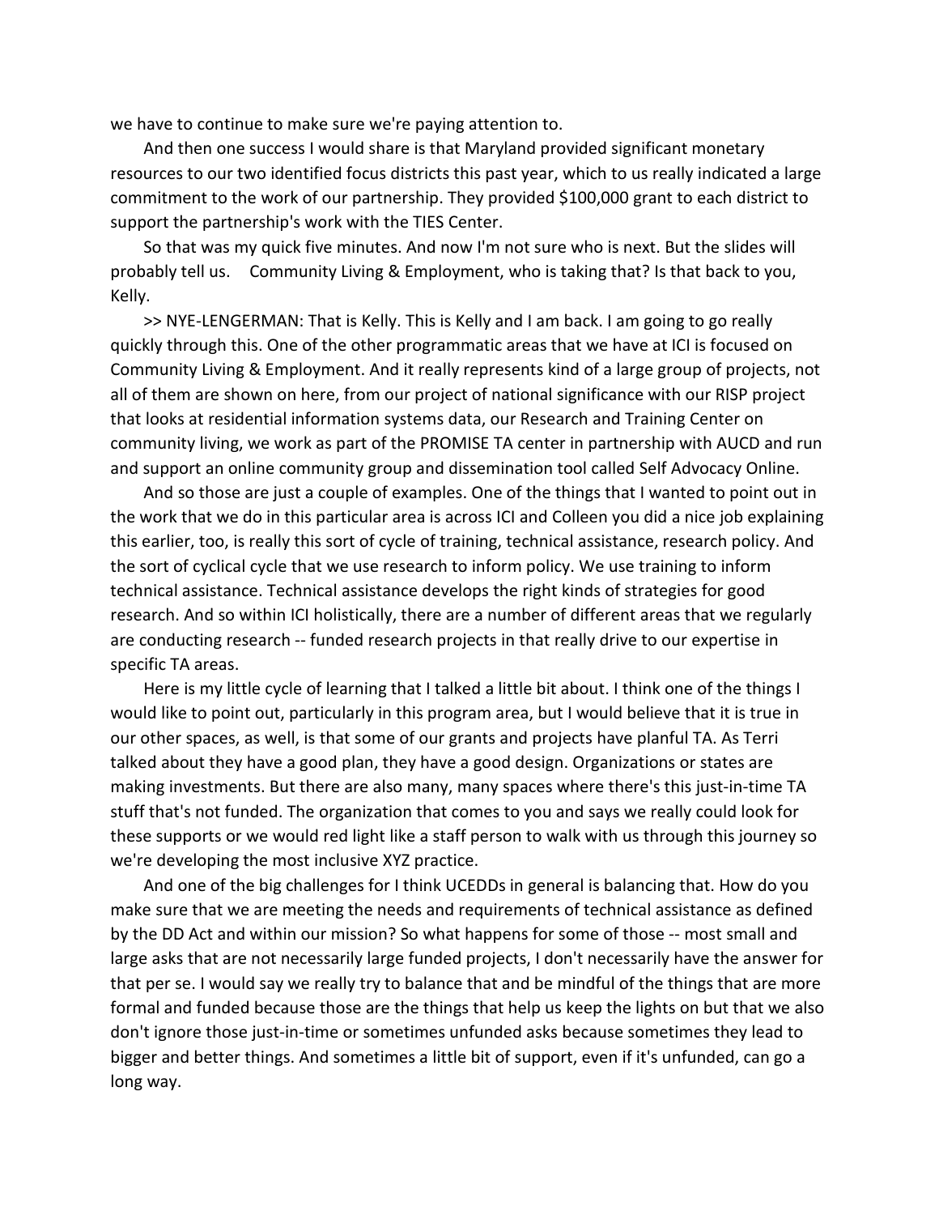we have to continue to make sure we're paying attention to.

And then one success I would share is that Maryland provided significant monetary resources to our two identified focus districts this past year, which to us really indicated a large commitment to the work of our partnership. They provided $100,000 grant to each district to support the partnership's work with the TIES Center.

So that was my quick five minutes. And now I'm not sure who is next. But the slides will probably tell us.    Community Living & Employment, who is taking that? Is that back to you, Kelly.

>> NYE-LENGERMAN: That is Kelly. This is Kelly and I am back. I am going to go really quickly through this. One of the other programmatic areas that we have at ICI is focused on Community Living & Employment. And it really represents kind of a large group of projects, not all of them are shown on here, from our project of national significance with our RISP project that looks at residential information systems data, our Research and Training Center on community living, we work as part of the PROMISE TA center in partnership with AUCD and run and support an online community group and dissemination tool called Self Advocacy Online.

And so those are just a couple of examples. One of the things that I wanted to point out in the work that we do in this particular area is across ICI and Colleen you did a nice job explaining this earlier, too, is really this sort of cycle of training, technical assistance, research policy. And the sort of cyclical cycle that we use research to inform policy. We use training to inform technical assistance. Technical assistance develops the right kinds of strategies for good research. And so within ICI holistically, there are a number of different areas that we regularly are conducting research -- funded research projects in that really drive to our expertise in specific TA areas.

Here is my little cycle of learning that I talked a little bit about. I think one of the things I would like to point out, particularly in this program area, but I would believe that it is true in our other spaces, as well, is that some of our grants and projects have planful TA. As Terri talked about they have a good plan, they have a good design. Organizations or states are making investments. But there are also many, many spaces where there's this just-in-time TA stuff that's not funded. The organization that comes to you and says we really could look for these supports or we would red light like a staff person to walk with us through this journey so we're developing the most inclusive XYZ practice.

And one of the big challenges for I think UCEDDs in general is balancing that. How do you make sure that we are meeting the needs and requirements of technical assistance as defined by the DD Act and within our mission? So what happens for some of those -- most small and large asks that are not necessarily large funded projects, I don't necessarily have the answer for that per se. I would say we really try to balance that and be mindful of the things that are more formal and funded because those are the things that help us keep the lights on but that we also don't ignore those just-in-time or sometimes unfunded asks because sometimes they lead to bigger and better things. And sometimes a little bit of support, even if it's unfunded, can go a long way.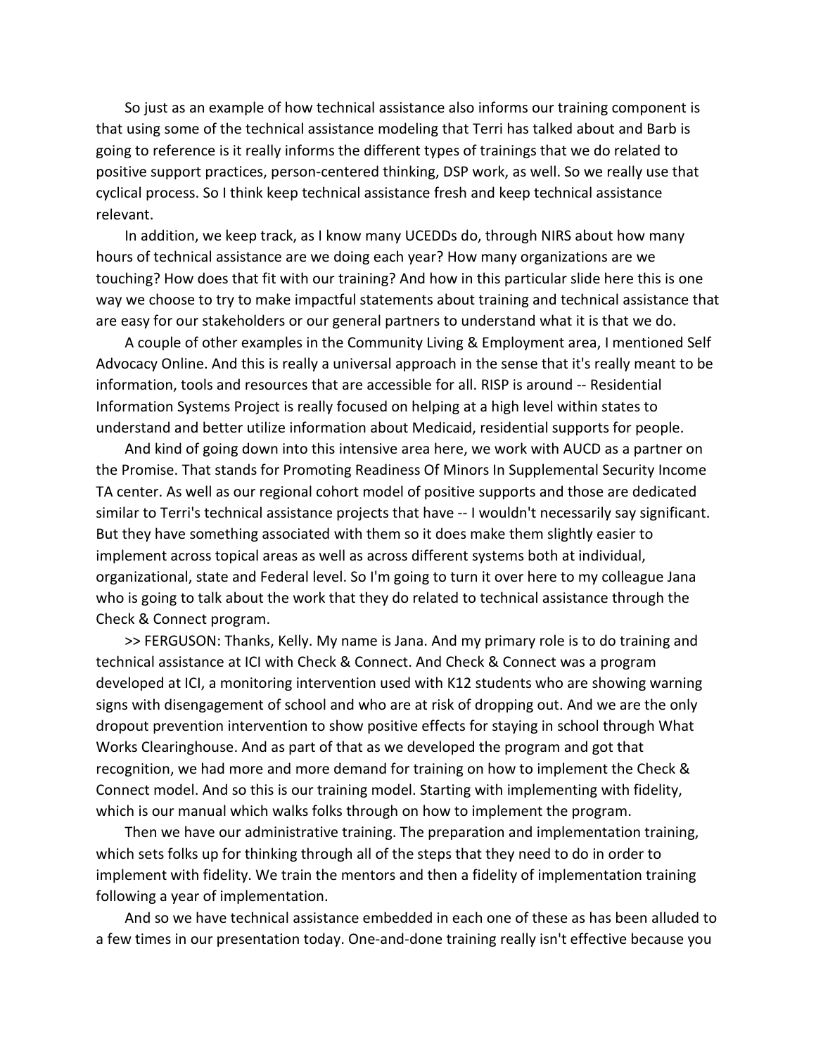So just as an example of how technical assistance also informs our training component is that using some of the technical assistance modeling that Terri has talked about and Barb is going to reference is it really informs the different types of trainings that we do related to positive support practices, person-centered thinking, DSP work, as well. So we really use that cyclical process. So I think keep technical assistance fresh and keep technical assistance relevant.

In addition, we keep track, as I know many UCEDDs do, through NIRS about how many hours of technical assistance are we doing each year? How many organizations are we touching? How does that fit with our training? And how in this particular slide here this is one way we choose to try to make impactful statements about training and technical assistance that are easy for our stakeholders or our general partners to understand what it is that we do.

A couple of other examples in the Community Living & Employment area, I mentioned Self Advocacy Online. And this is really a universal approach in the sense that it's really meant to be information, tools and resources that are accessible for all. RISP is around -- Residential Information Systems Project is really focused on helping at a high level within states to understand and better utilize information about Medicaid, residential supports for people.

And kind of going down into this intensive area here, we work with AUCD as a partner on the Promise. That stands for Promoting Readiness Of Minors In Supplemental Security Income TA center. As well as our regional cohort model of positive supports and those are dedicated similar to Terri's technical assistance projects that have -- I wouldn't necessarily say significant. But they have something associated with them so it does make them slightly easier to implement across topical areas as well as across different systems both at individual, organizational, state and Federal level. So I'm going to turn it over here to my colleague Jana who is going to talk about the work that they do related to technical assistance through the Check & Connect program.

>> FERGUSON: Thanks, Kelly. My name is Jana. And my primary role is to do training and technical assistance at ICI with Check & Connect. And Check & Connect was a program developed at ICI, a monitoring intervention used with K12 students who are showing warning signs with disengagement of school and who are at risk of dropping out. And we are the only dropout prevention intervention to show positive effects for staying in school through What Works Clearinghouse. And as part of that as we developed the program and got that recognition, we had more and more demand for training on how to implement the Check & Connect model. And so this is our training model. Starting with implementing with fidelity, which is our manual which walks folks through on how to implement the program.

Then we have our administrative training. The preparation and implementation training, which sets folks up for thinking through all of the steps that they need to do in order to implement with fidelity. We train the mentors and then a fidelity of implementation training following a year of implementation.

And so we have technical assistance embedded in each one of these as has been alluded to a few times in our presentation today. One-and-done training really isn't effective because you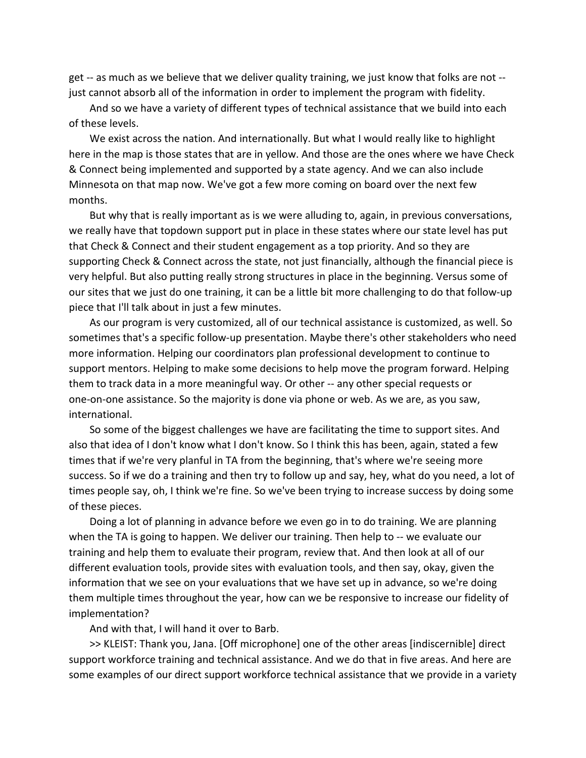get -- as much as we believe that we deliver quality training, we just know that folks are not -- just cannot absorb all of the information in order to implement the program with fidelity.

And so we have a variety of different types of technical assistance that we build into each of these levels.

We exist across the nation. And internationally. But what I would really like to highlight here in the map is those states that are in yellow. And those are the ones where we have Check & Connect being implemented and supported by a state agency. And we can also include Minnesota on that map now. We've got a few more coming on board over the next few months.

But why that is really important as is we were alluding to, again, in previous conversations, we really have that topdown support put in place in these states where our state level has put that Check & Connect and their student engagement as a top priority. And so they are supporting Check & Connect across the state, not just financially, although the financial piece is very helpful. But also putting really strong structures in place in the beginning. Versus some of our sites that we just do one training, it can be a little bit more challenging to do that follow-up piece that I'll talk about in just a few minutes.

As our program is very customized, all of our technical assistance is customized, as well. So sometimes that's a specific follow-up presentation. Maybe there's other stakeholders who need more information. Helping our coordinators plan professional development to continue to support mentors. Helping to make some decisions to help move the program forward. Helping them to track data in a more meaningful way. Or other -- any other special requests or one-on-one assistance. So the majority is done via phone or web. As we are, as you saw, international.

So some of the biggest challenges we have are facilitating the time to support sites. And also that idea of I don't know what I don't know. So I think this has been, again, stated a few times that if we're very planful in TA from the beginning, that's where we're seeing more success. So if we do a training and then try to follow up and say, hey, what do you need, a lot of times people say, oh, I think we're fine. So we've been trying to increase success by doing some of these pieces.

Doing a lot of planning in advance before we even go in to do training. We are planning when the TA is going to happen. We deliver our training. Then help to -- we evaluate our training and help them to evaluate their program, review that. And then look at all of our different evaluation tools, provide sites with evaluation tools, and then say, okay, given the information that we see on your evaluations that we have set up in advance, so we're doing them multiple times throughout the year, how can we be responsive to increase our fidelity of implementation?

And with that, I will hand it over to Barb.

>> KLEIST: Thank you, Jana. [Off microphone] one of the other areas [indiscernible] direct support workforce training and technical assistance. And we do that in five areas. And here are some examples of our direct support workforce technical assistance that we provide in a variety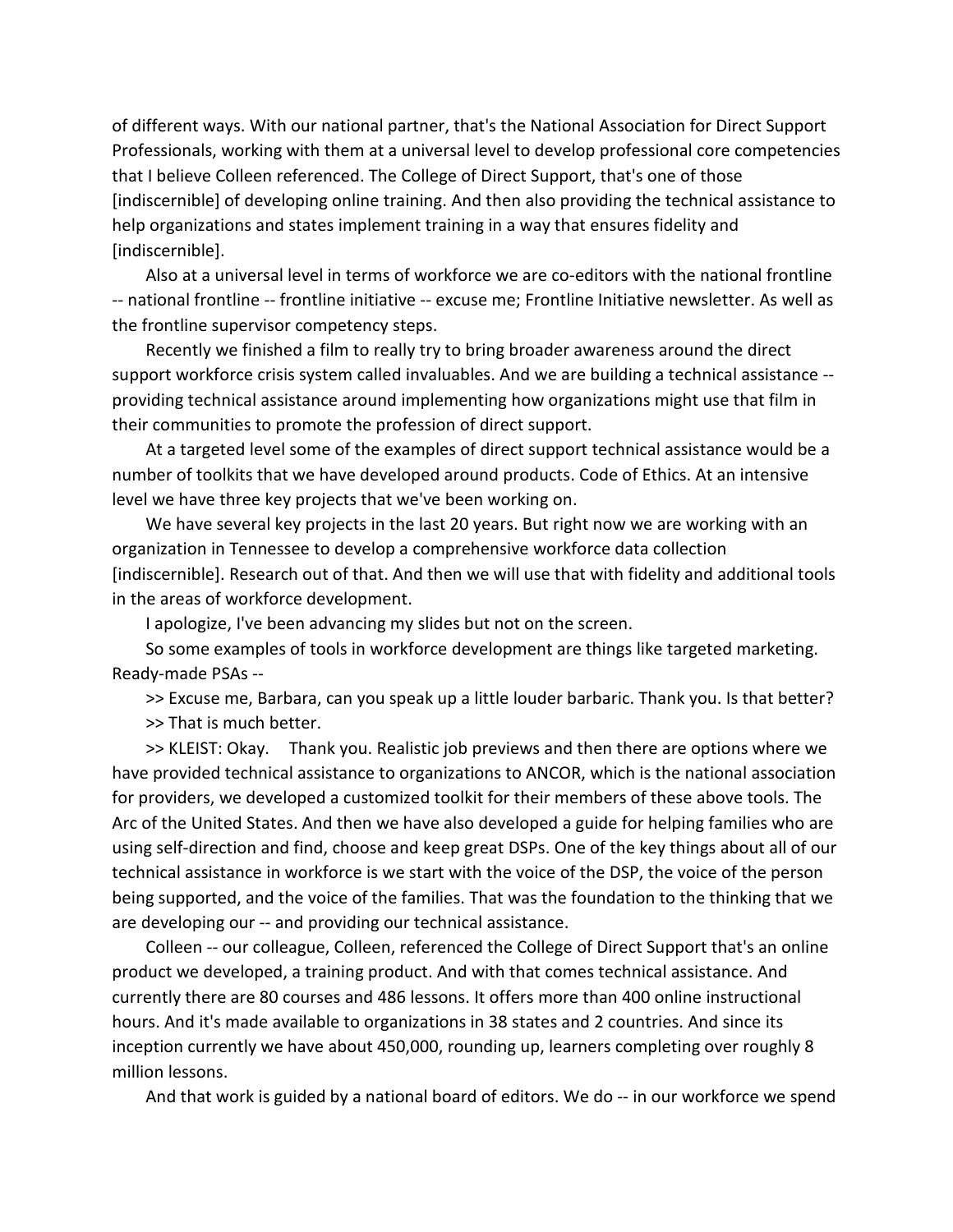of different ways. With our national partner, that's the National Association for Direct Support Professionals, working with them at a universal level to develop professional core competencies that I believe Colleen referenced. The College of Direct Support, that's one of those [indiscernible] of developing online training. And then also providing the technical assistance to help organizations and states implement training in a way that ensures fidelity and [indiscernible].

Also at a universal level in terms of workforce we are co-editors with the national frontline -- national frontline -- frontline initiative -- excuse me; Frontline Initiative newsletter. As well as the frontline supervisor competency steps.

Recently we finished a film to really try to bring broader awareness around the direct support workforce crisis system called invaluables. And we are building a technical assistance -- providing technical assistance around implementing how organizations might use that film in their communities to promote the profession of direct support.

At a targeted level some of the examples of direct support technical assistance would be a number of toolkits that we have developed around products. Code of Ethics. At an intensive level we have three key projects that we've been working on.

We have several key projects in the last 20 years. But right now we are working with an organization in Tennessee to develop a comprehensive workforce data collection [indiscernible]. Research out of that. And then we will use that with fidelity and additional tools in the areas of workforce development.

I apologize, I've been advancing my slides but not on the screen.

So some examples of tools in workforce development are things like targeted marketing. Ready-made PSAs --

>> Excuse me, Barbara, can you speak up a little louder barbaric. Thank you. Is that better?

>> That is much better.

>> KLEIST: Okay. Thank you. Realistic job previews and then there are options where we have provided technical assistance to organizations to ANCOR, which is the national association for providers, we developed a customized toolkit for their members of these above tools. The Arc of the United States. And then we have also developed a guide for helping families who are using self-direction and find, choose and keep great DSPs. One of the key things about all of our technical assistance in workforce is we start with the voice of the DSP, the voice of the person being supported, and the voice of the families. That was the foundation to the thinking that we are developing our -- and providing our technical assistance.

Colleen -- our colleague, Colleen, referenced the College of Direct Support that's an online product we developed, a training product. And with that comes technical assistance. And currently there are 80 courses and 486 lessons. It offers more than 400 online instructional hours. And it's made available to organizations in 38 states and 2 countries. And since its inception currently we have about 450,000, rounding up, learners completing over roughly 8 million lessons.

And that work is guided by a national board of editors. We do -- in our workforce we spend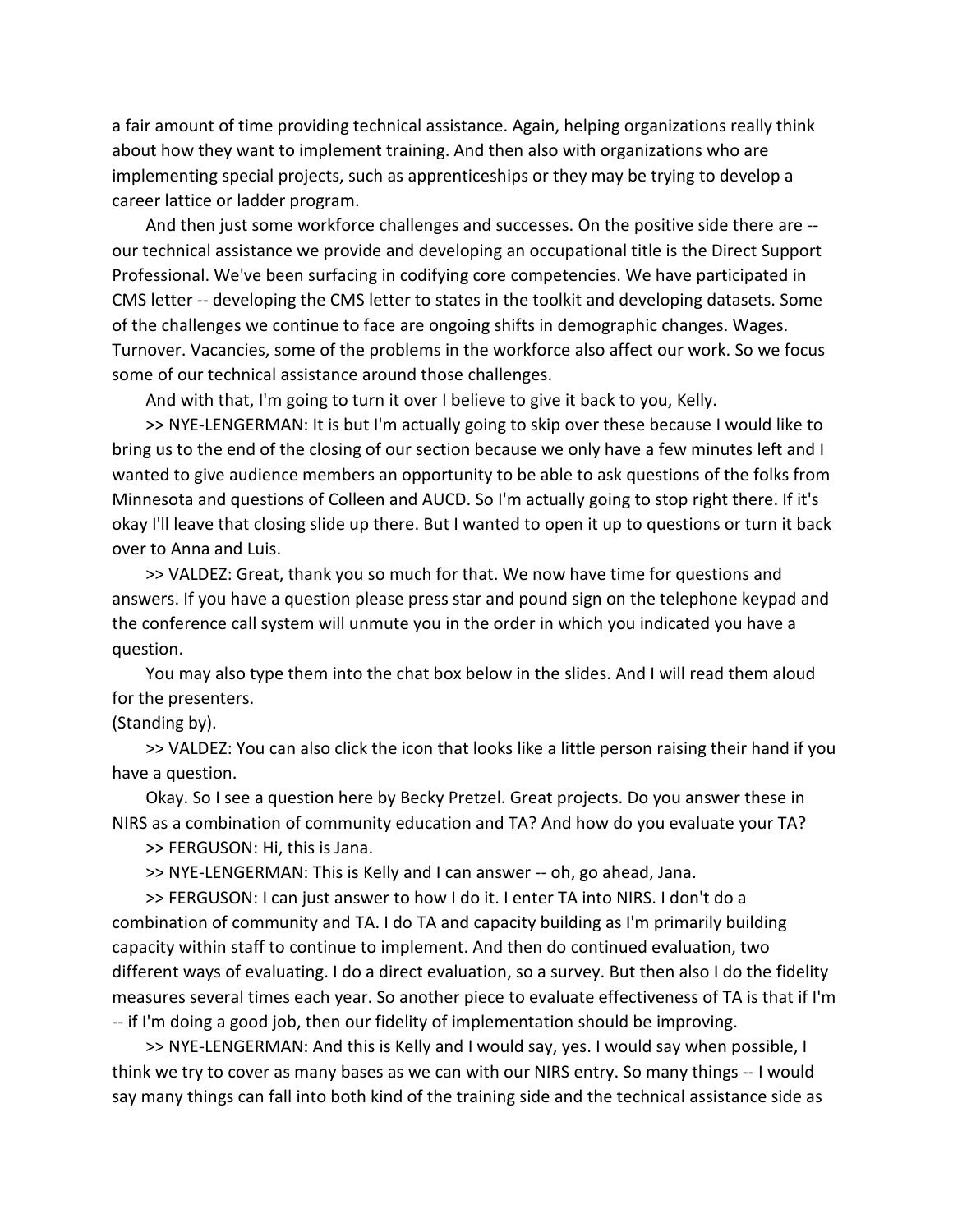a fair amount of time providing technical assistance. Again, helping organizations really think about how they want to implement training. And then also with organizations who are implementing special projects, such as apprenticeships or they may be trying to develop a career lattice or ladder program.

And then just some workforce challenges and successes. On the positive side there are -- our technical assistance we provide and developing an occupational title is the Direct Support Professional. We've been surfacing in codifying core competencies. We have participated in CMS letter -- developing the CMS letter to states in the toolkit and developing datasets. Some of the challenges we continue to face are ongoing shifts in demographic changes. Wages. Turnover. Vacancies, some of the problems in the workforce also affect our work. So we focus some of our technical assistance around those challenges.

And with that, I'm going to turn it over I believe to give it back to you, Kelly.

>> NYE-LENGERMAN: It is but I'm actually going to skip over these because I would like to bring us to the end of the closing of our section because we only have a few minutes left and I wanted to give audience members an opportunity to be able to ask questions of the folks from Minnesota and questions of Colleen and AUCD. So I'm actually going to stop right there. If it's okay I'll leave that closing slide up there. But I wanted to open it up to questions or turn it back over to Anna and Luis.

>> VALDEZ: Great, thank you so much for that. We now have time for questions and answers. If you have a question please press star and pound sign on the telephone keypad and the conference call system will unmute you in the order in which you indicated you have a question.

You may also type them into the chat box below in the slides. And I will read them aloud for the presenters.

(Standing by).

>> VALDEZ: You can also click the icon that looks like a little person raising their hand if you have a question.

Okay. So I see a question here by Becky Pretzel. Great projects. Do you answer these in NIRS as a combination of community education and TA? And how do you evaluate your TA?

>> FERGUSON: Hi, this is Jana.

>> NYE-LENGERMAN: This is Kelly and I can answer -- oh, go ahead, Jana.

>> FERGUSON: I can just answer to how I do it. I enter TA into NIRS. I don't do a combination of community and TA. I do TA and capacity building as I'm primarily building capacity within staff to continue to implement. And then do continued evaluation, two different ways of evaluating. I do a direct evaluation, so a survey. But then also I do the fidelity measures several times each year. So another piece to evaluate effectiveness of TA is that if I'm -- if I'm doing a good job, then our fidelity of implementation should be improving.

>> NYE-LENGERMAN: And this is Kelly and I would say, yes. I would say when possible, I think we try to cover as many bases as we can with our NIRS entry. So many things -- I would say many things can fall into both kind of the training side and the technical assistance side as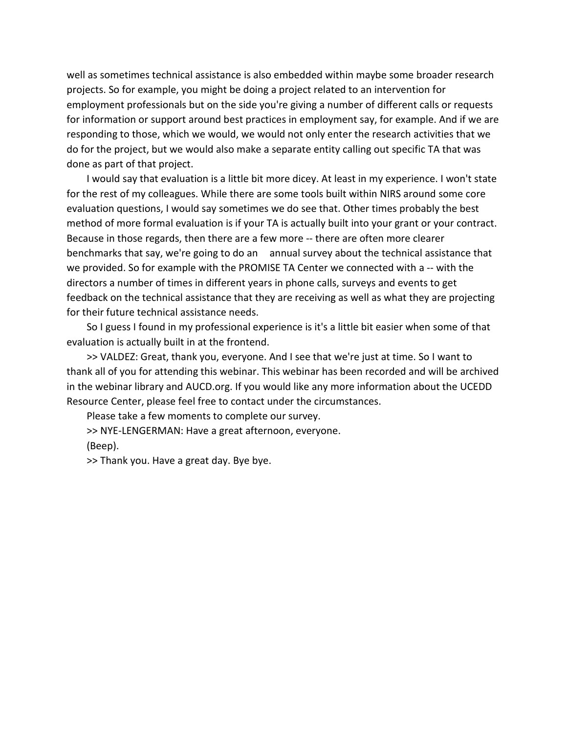well as sometimes technical assistance is also embedded within maybe some broader research projects. So for example, you might be doing a project related to an intervention for employment professionals but on the side you're giving a number of different calls or requests for information or support around best practices in employment say, for example. And if we are responding to those, which we would, we would not only enter the research activities that we do for the project, but we would also make a separate entity calling out specific TA that was done as part of that project.

I would say that evaluation is a little bit more dicey. At least in my experience. I won't state for the rest of my colleagues. While there are some tools built within NIRS around some core evaluation questions, I would say sometimes we do see that. Other times probably the best method of more formal evaluation is if your TA is actually built into your grant or your contract. Because in those regards, then there are a few more -- there are often more clearer benchmarks that say, we're going to do an annual survey about the technical assistance that we provided. So for example with the PROMISE TA Center we connected with a -- with the directors a number of times in different years in phone calls, surveys and events to get feedback on the technical assistance that they are receiving as well as what they are projecting for their future technical assistance needs.

So I guess I found in my professional experience is it's a little bit easier when some of that evaluation is actually built in at the frontend.

>> VALDEZ: Great, thank you, everyone. And I see that we're just at time. So I want to thank all of you for attending this webinar. This webinar has been recorded and will be archived in the webinar library and AUCD.org. If you would like any more information about the UCEDD Resource Center, please feel free to contact under the circumstances.

Please take a few moments to complete our survey.

>> NYE-LENGERMAN: Have a great afternoon, everyone.

(Beep).

>> Thank you. Have a great day. Bye bye.